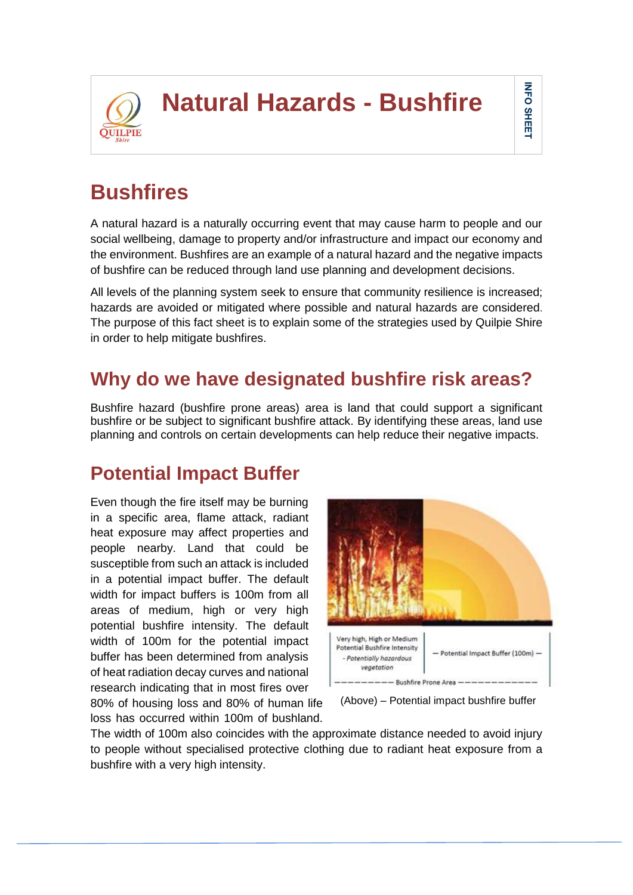# Natural Hazards - Bushfire

## Bushfires

A natural hazard is a naturally occurring event that may cause harm to people and our social wellbeing, damage to property and/or infrastructure and impact our economy and the environment. Bushfires are an example of a natural hazard and the negative impacts of bushfire can be reduced through land use planning and development decisions.

All levels of the planning system seek to ensure that community resilience is increased; hazards are avoided or mitigated where possible and natural hazards are considered. The purpose of this fact sheet is to explain some of the strategies used by Quilpie Shire in order to help mitigate bushfires.

## Why do we have designated bushfire risk areas?

Bushfire hazard (bushfire prone areas) area is land that could support a significant bushfire or be subject to significant bushfire attack. By identifying these areas, land use planning and controls on certain developments can help reduce their negative impacts.

## Potential Impact Buffer

Even though the fire itself may be burning in a specific area, flame attack, radiant heat exposure may affect properties and people nearby. Land that could be susceptible from such an attack is included in a potential impact buffer. The default width for impact buffers is 100m from all areas of medium, high or very high potential bushfire intensity. The default width of 100m for the potential impact buffer has been determined from analysis of heat radiation decay curves and national research indicating that in most fires over 80% of housing loss and 80% of human life loss has occurred within 100m of bushland. The width of 100m also coincides with the approximate distance needed to avoid injury to people without specialised protective clothing due to radiant heat exposure from a bushfire with a very high intensity.

(Above) – Potential impact bushfire buffer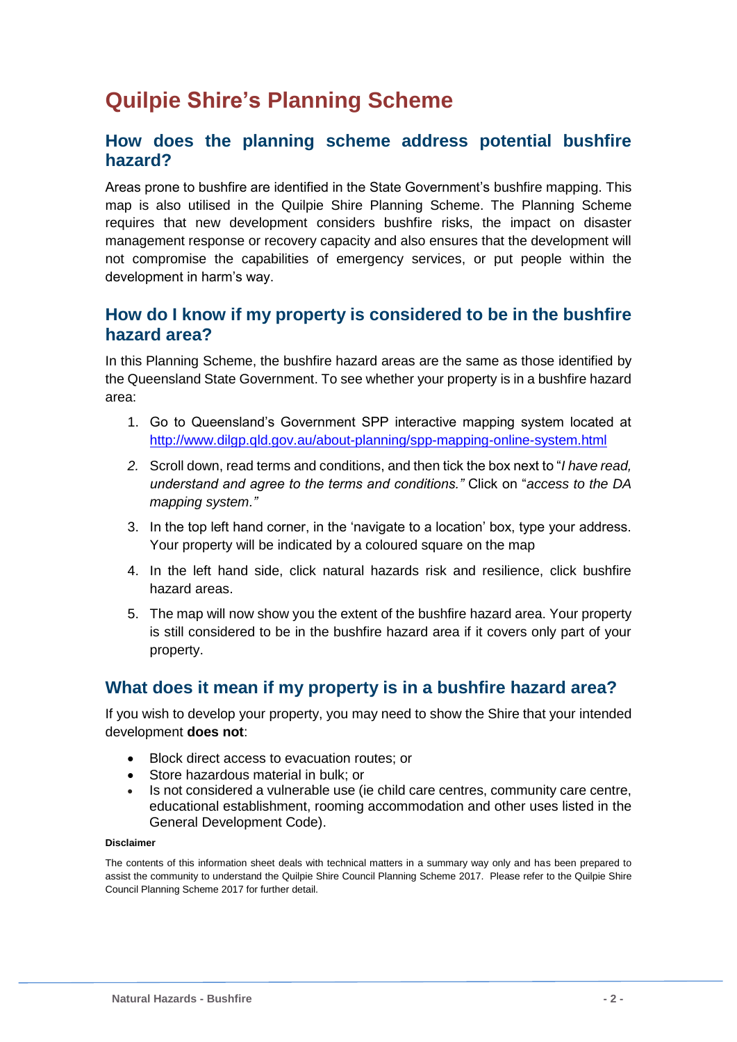# Quilpie Shire's Planning Scheme

## How does the planning scheme address potential bushfire hazard?

Areas prone to bushfire are identified in the State Government's bushfire mapping. This map is also utilised in the Quilpie Shire Planning Scheme. The Planning Scheme requires that new development considers bushfire risks, the impact on disaster management response or recovery capacity and also ensures that the development will not compromise the capabilities of emergency services, or put people within the development in harm's way.

## How do I know if my property is considered to be in the bushfire hazard area?

In this Planning Scheme, the bushfire hazard areas are the same as those identified by the Queensland State Government. To see whether your property is in a bushfire hazard area:

1. Go to Queensland's Government SPP interactive mapping system located at http://www.dilgp.qld.gov.au/about-planning/spp-mapping-online-system.html
2. *Scroll down, read terms and conditions, and then tick the box next to "I have read, understand and agree to the terms and conditions."* Click on "*access to the DA mapping system."*
3. In the top left hand corner, in the 'navigate to a location' box, type your address. Your property will be indicated by a coloured square on the map
4. In the left hand side, click natural hazards risk and resilience, click bushfire hazard areas.
5. The map will now show you the extent of the bushfire hazard area. Your property is still considered to be in the bushfire hazard area if it covers only part of your property.

## What does it mean if my property is in a bushfire hazard area?

If you wish to develop your property, you may need to show the Shire that your intended development **does not**:

- Block direct access to evacuation routes; or
- Store hazardous material in bulk; or
- Is not considered a vulnerable use (ie child care centres, community care centre, educational establishment, rooming accommodation and other uses listed in the General Development Code).

**Disclaimer**

The contents of this information sheet deals with technical matters in a summary way only and has been prepared to assist the community to understand the Quilpie Shire Council Planning Scheme 2017. Please refer to the Quilpie Shire Council Planning Scheme 2017 for further detail.